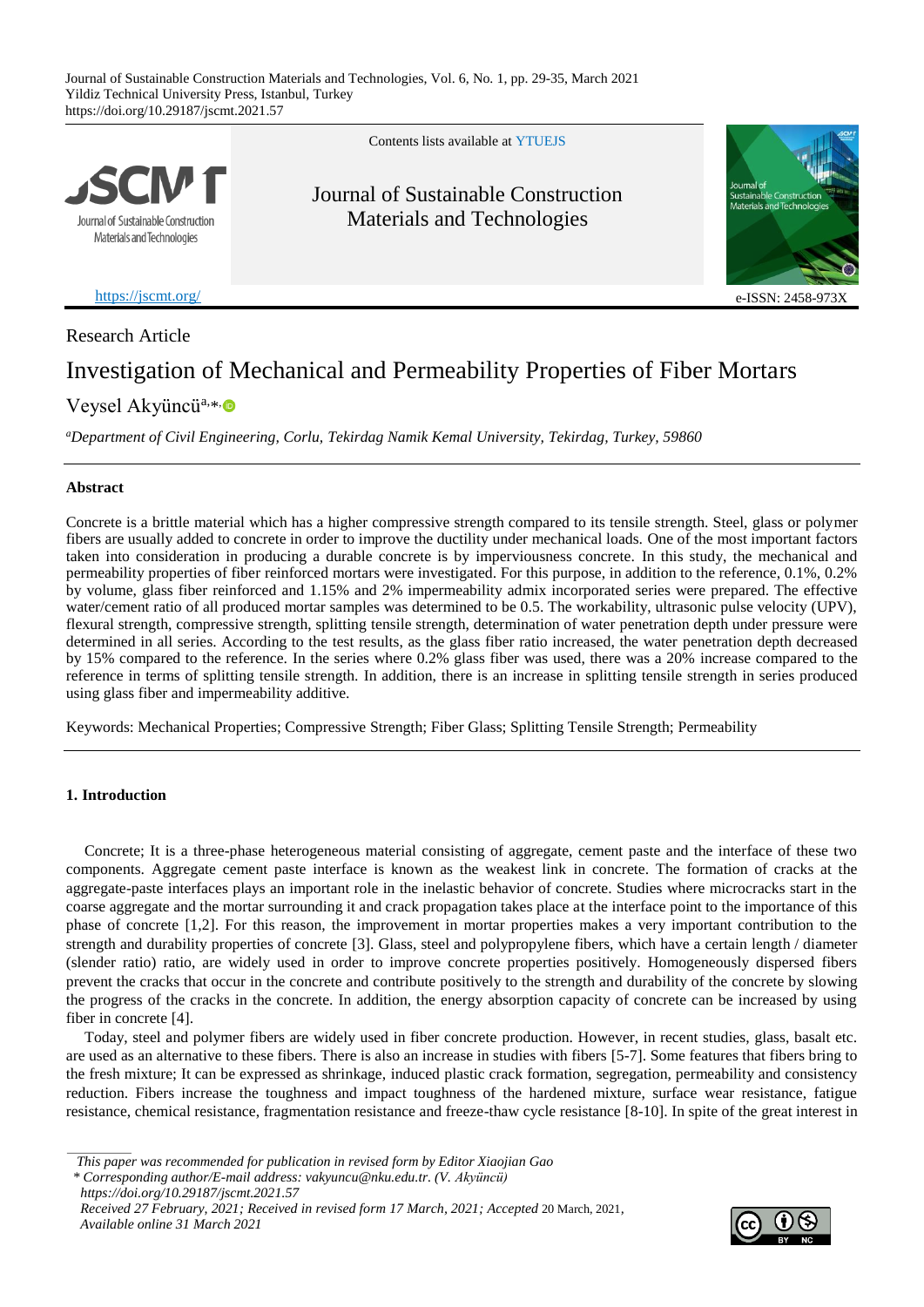Journal of Sustainable Construction Materials and Technologies, Vol. 6, No. 1, pp. 29-35, March 2021
Yildiz Technical University Press, Istanbul, Turkey
https://doi.org/10.29187/jscmt.2021.57

Contents lists available at YTUEJS

Journal of Sustainable Construction Materials and Technologies

https://jscmt.org/

e-ISSN: 2458-973X

Research Article

# Investigation of Mechanical and Permeability Properties of Fiber Mortars

Veysel Akyüncü[a,*]

[a]*Department of Civil Engineering, Corlu, Tekirdag Namik Kemal University, Tekirdag, Turkey, 59860*

## Abstract

Concrete is a brittle material which has a higher compressive strength compared to its tensile strength. Steel, glass or polymer fibers are usually added to concrete in order to improve the ductility under mechanical loads. One of the most important factors taken into consideration in producing a durable concrete is by imperviousness concrete. In this study, the mechanical and permeability properties of fiber reinforced mortars were investigated. For this purpose, in addition to the reference, 0.1%, 0.2% by volume, glass fiber reinforced and 1.15% and 2% impermeability admix incorporated series were prepared. The effective water/cement ratio of all produced mortar samples was determined to be 0.5. The workability, ultrasonic pulse velocity (UPV), flexural strength, compressive strength, splitting tensile strength, determination of water penetration depth under pressure were determined in all series. According to the test results, as the glass fiber ratio increased, the water penetration depth decreased by 15% compared to the reference. In the series where 0.2% glass fiber was used, there was a 20% increase compared to the reference in terms of splitting tensile strength. In addition, there is an increase in splitting tensile strength in series produced using glass fiber and impermeability additive.

Keywords: Mechanical Properties; Compressive Strength; Fiber Glass; Splitting Tensile Strength; Permeability

## 1. Introduction

Concrete; It is a three-phase heterogeneous material consisting of aggregate, cement paste and the interface of these two components. Aggregate cement paste interface is known as the weakest link in concrete. The formation of cracks at the aggregate-paste interfaces plays an important role in the inelastic behavior of concrete. Studies where microcracks start in the coarse aggregate and the mortar surrounding it and crack propagation takes place at the interface point to the importance of this phase of concrete [1,2]. For this reason, the improvement in mortar properties makes a very important contribution to the strength and durability properties of concrete [3]. Glass, steel and polypropylene fibers, which have a certain length / diameter (slender ratio) ratio, are widely used in order to improve concrete properties positively. Homogeneously dispersed fibers prevent the cracks that occur in the concrete and contribute positively to the strength and durability of the concrete by slowing the progress of the cracks in the concrete. In addition, the energy absorption capacity of concrete can be increased by using fiber in concrete [4].

Today, steel and polymer fibers are widely used in fiber concrete production. However, in recent studies, glass, basalt etc. are used as an alternative to these fibers. There is also an increase in studies with fibers [5-7]. Some features that fibers bring to the fresh mixture; It can be expressed as shrinkage, induced plastic crack formation, segregation, permeability and consistency reduction. Fibers increase the toughness and impact toughness of the hardened mixture, surface wear resistance, fatigue resistance, chemical resistance, fragmentation resistance and freeze-thaw cycle resistance [8-10]. In spite of the great interest in

*This paper was recommended for publication in revised form by Editor Xiaojian Gao*
*\* Corresponding author/E-mail address: vakyuncu@nku.edu.tr. (V. Akyüncü)*
*https://doi.org/10.29187/jscmt.2021.57*
*Received 27 February, 2021; Received in revised form 17 March, 2021; Accepted 20 March, 2021, Available online 31 March 2021*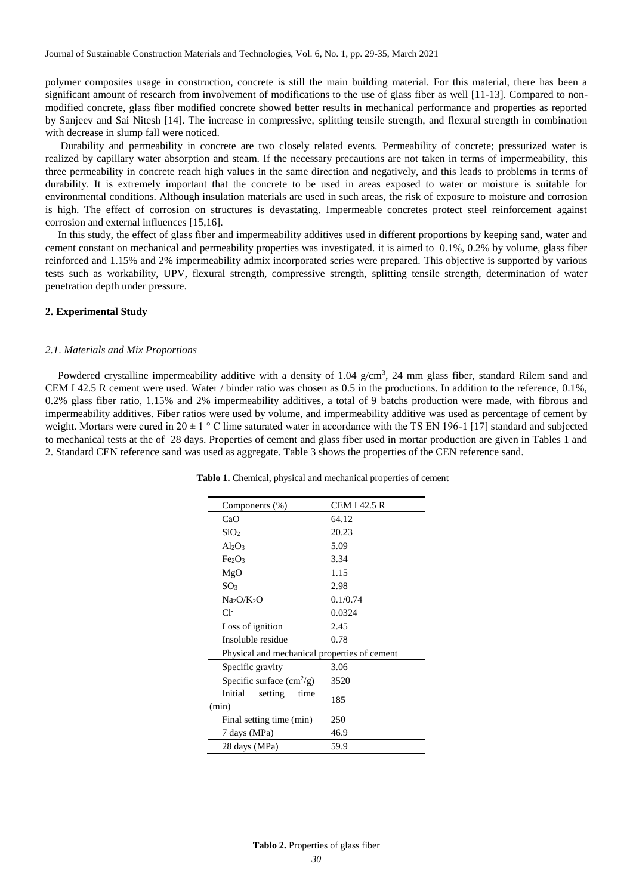polymer composites usage in construction, concrete is still the main building material. For this material, there has been a significant amount of research from involvement of modifications to the use of glass fiber as well [11-13]. Compared to non-modified concrete, glass fiber modified concrete showed better results in mechanical performance and properties as reported by Sanjeev and Sai Nitesh [14]. The increase in compressive, splitting tensile strength, and flexural strength in combination with decrease in slump fall were noticed.

Durability and permeability in concrete are two closely related events. Permeability of concrete; pressurized water is realized by capillary water absorption and steam. If the necessary precautions are not taken in terms of impermeability, this three permeability in concrete reach high values in the same direction and negatively, and this leads to problems in terms of durability. It is extremely important that the concrete to be used in areas exposed to water or moisture is suitable for environmental conditions. Although insulation materials are used in such areas, the risk of exposure to moisture and corrosion is high. The effect of corrosion on structures is devastating. Impermeable concretes protect steel reinforcement against corrosion and external influences [15,16].

In this study, the effect of glass fiber and impermeability additives used in different proportions by keeping sand, water and cement constant on mechanical and permeability properties was investigated. it is aimed to 0.1%, 0.2% by volume, glass fiber reinforced and 1.15% and 2% impermeability admix incorporated series were prepared. This objective is supported by various tests such as workability, UPV, flexural strength, compressive strength, splitting tensile strength, determination of water penetration depth under pressure.

## 2. Experimental Study

### 2.1. Materials and Mix Proportions

Powdered crystalline impermeability additive with a density of 1.04 g/cm$^3$, 24 mm glass fiber, standard Rilem sand and CEM I 42.5 R cement were used. Water / binder ratio was chosen as 0.5 in the productions. In addition to the reference, 0.1%, 0.2% glass fiber ratio, 1.15% and 2% impermeability additives, a total of 9 batchs production were made, with fibrous and impermeability additives. Fiber ratios were used by volume, and impermeability additive was used as percentage of cement by weight. Mortars were cured in 20 ± 1 °C lime saturated water in accordance with the TS EN 196-1 [17] standard and subjected to mechanical tests at the of 28 days. Properties of cement and glass fiber used in mortar production are given in Tables 1 and 2. Standard CEN reference sand was used as aggregate. Table 3 shows the properties of the CEN reference sand.

**Tablo 1.** Chemical, physical and mechanical properties of cement

| Components (%) | CEM I 42.5 R |
|---|---|
| CaO | 64.12 |
| $SiO_2$ | 20.23 |
| $Al_2O_3$ | 5.09 |
| $Fe_2O_3$ | 3.34 |
| MgO | 1.15 |
| $SO_3$ | 2.98 |
| $Na_2O/K_2O$ | 0.1/0.74 |
| $Cl^-$ | 0.0324 |
| Loss of ignition | 2.45 |
| Insoluble residue | 0.78 |
| **Physical and mechanical properties of cement** | |
| Specific gravity | 3.06 |
| Specific surface (cm$^2$/g) | 3520 |
| Initial setting time (min) | 185 |
| Final setting time (min) | 250 |
| 7 days (MPa) | 46.9 |
| 28 days (MPa) | 59.9 |

**Tablo 2.** Properties of glass fiber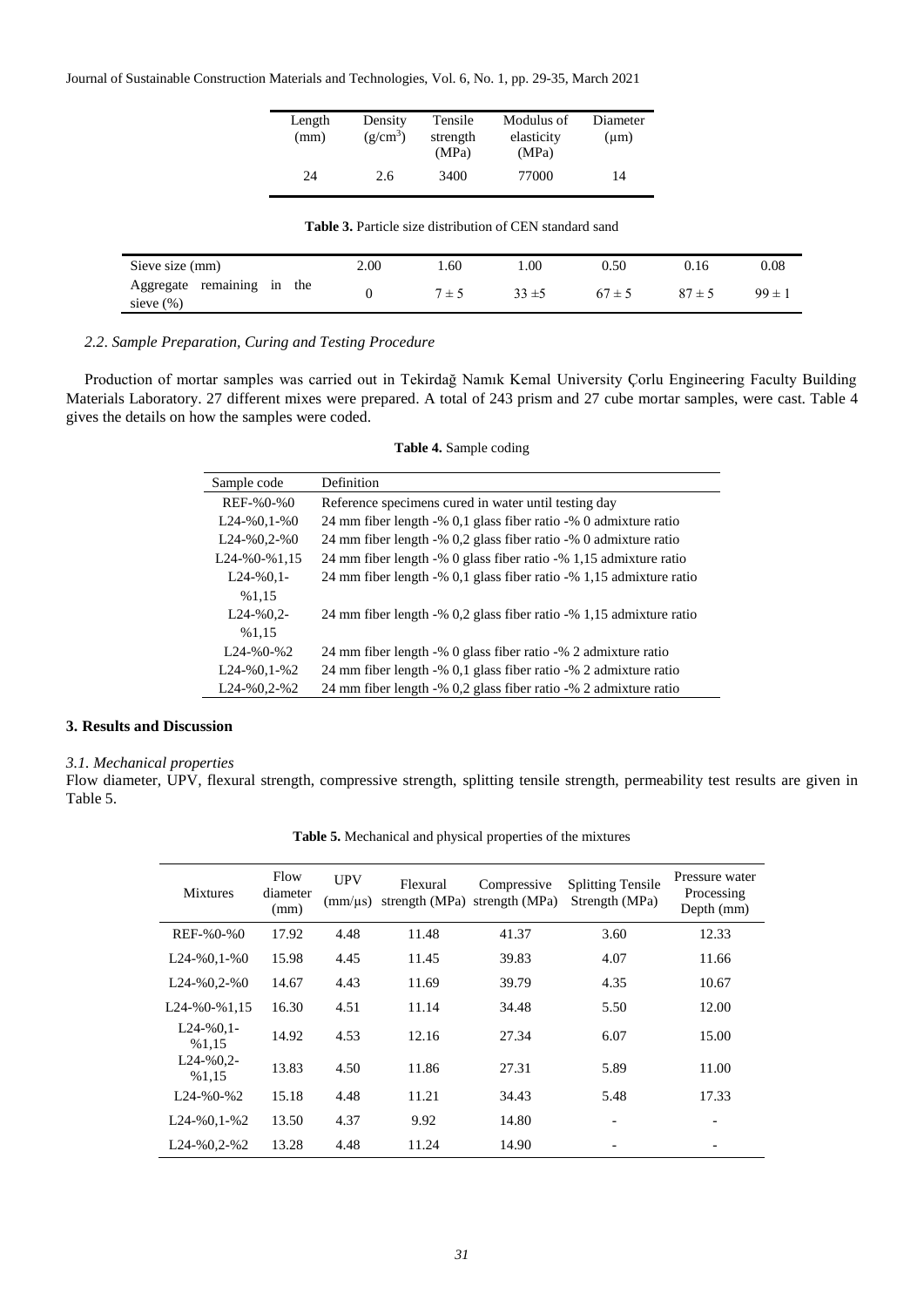| Length (mm) | Density ($g/cm^3$) | Tensile strength (MPa) | Modulus of elasticity (MPa) | Diameter (μm) |
|---|---|---|---|---|
| 24 | 2.6 | 3400 | 77000 | 14 |

**Table 3.** Particle size distribution of CEN standard sand

| Sieve size (mm) | 2.00 | 1.60 | 1.00 | 0.50 | 0.16 | 0.08 |
|---|---|---|---|---|---|---|
| Aggregate remaining in the sieve (%) | 0 | 7 ± 5 | 33 ±5 | 67 ± 5 | 87 ± 5 | 99 ± 1 |

### *2.2. Sample Preparation, Curing and Testing Procedure*

Production of mortar samples was carried out in Tekirdağ Namık Kemal University Çorlu Engineering Faculty Building Materials Laboratory. 27 different mixes were prepared. A total of 243 prism and 27 cube mortar samples, were cast. Table 4 gives the details on how the samples were coded.

**Table 4.** Sample coding

| Sample code | Definition |
|---|---|
| REF-%0-%0 | Reference specimens cured in water until testing day |
| L24-%0,1-%0 | 24 mm fiber length -% 0,1 glass fiber ratio -% 0 admixture ratio |
| L24-%0,2-%0 | 24 mm fiber length -% 0,2 glass fiber ratio -% 0 admixture ratio |
| L24-%0-%1,15 | 24 mm fiber length -% 0 glass fiber ratio -% 1,15 admixture ratio |
| L24-%0,1-%1,15 | 24 mm fiber length -% 0,1 glass fiber ratio -% 1,15 admixture ratio |
| L24-%0,2-%1,15 | 24 mm fiber length -% 0,2 glass fiber ratio -% 1,15 admixture ratio |
| L24-%0-%2 | 24 mm fiber length -% 0 glass fiber ratio -% 2 admixture ratio |
| L24-%0,1-%2 | 24 mm fiber length -% 0,1 glass fiber ratio -% 2 admixture ratio |
| L24-%0,2-%2 | 24 mm fiber length -% 0,2 glass fiber ratio -% 2 admixture ratio |

## 3. Results and Discussion

### *3.1. Mechanical properties*

Flow diameter, UPV, flexural strength, compressive strength, splitting tensile strength, permeability test results are given in Table 5.

**Table 5.** Mechanical and physical properties of the mixtures

| Mixtures | Flow diameter (mm) | UPV (mm/μs) | Flexural strength (MPa) | Compressive strength (MPa) | Splitting Tensile Strength (MPa) | Pressure water Processing Depth (mm) |
|---|---|---|---|---|---|---|
| REF-%0-%0 | 17.92 | 4.48 | 11.48 | 41.37 | 3.60 | 12.33 |
| L24-%0,1-%0 | 15.98 | 4.45 | 11.45 | 39.83 | 4.07 | 11.66 |
| L24-%0,2-%0 | 14.67 | 4.43 | 11.69 | 39.79 | 4.35 | 10.67 |
| L24-%0-%1,15 | 16.30 | 4.51 | 11.14 | 34.48 | 5.50 | 12.00 |
| L24-%0,1-%1,15 | 14.92 | 4.53 | 12.16 | 27.34 | 6.07 | 15.00 |
| L24-%0,2-%1,15 | 13.83 | 4.50 | 11.86 | 27.31 | 5.89 | 11.00 |
| L24-%0-%2 | 15.18 | 4.48 | 11.21 | 34.43 | 5.48 | 17.33 |
| L24-%0,1-%2 | 13.50 | 4.37 | 9.92 | 14.80 | - | - |
| L24-%0,2-%2 | 13.28 | 4.48 | 11.24 | 14.90 | - | - |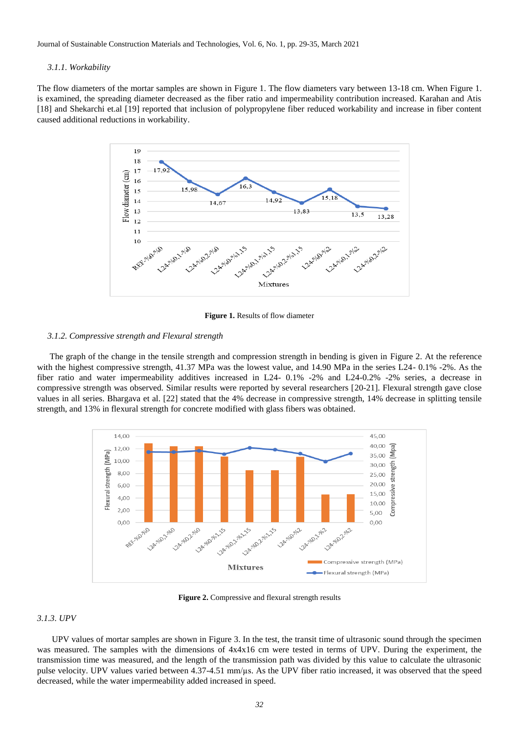### *3.1.1. Workability*

The flow diameters of the mortar samples are shown in Figure 1. The flow diameters vary between 13-18 cm. When Figure 1. is examined, the spreading diameter decreased as the fiber ratio and impermeability contribution increased. Karahan and Atis [18] and Shekarchi et.al [19] reported that inclusion of polypropylene fiber reduced workability and increase in fiber content caused additional reductions in workability.

**Figure 1.** Results of flow diameter

### *3.1.2. Compressive strength and Flexural strength*

The graph of the change in the tensile strength and compression strength in bending is given in Figure 2. At the reference with the highest compressive strength, 41.37 MPa was the lowest value, and 14.90 MPa in the series L24- 0.1% -2%. As the fiber ratio and water impermeability additives increased in L24- 0.1% -2% and L24-0.2% -2% series, a decrease in compressive strength was observed. Similar results were reported by several researchers [20-21]. Flexural strength gave close values in all series. Bhargava et al. [22] stated that the 4% decrease in compressive strength, 14% decrease in splitting tensile strength, and 13% in flexural strength for concrete modified with glass fibers was obtained.

**Figure 2.** Compressive and flexural strength results

### *3.1.3. UPV*

UPV values of mortar samples are shown in Figure 3. In the test, the transit time of ultrasonic sound through the specimen was measured. The samples with the dimensions of 4x4x16 cm were tested in terms of UPV. During the experiment, the transmission time was measured, and the length of the transmission path was divided by this value to calculate the ultrasonic pulse velocity. UPV values varied between 4.37-4.51 mm/μs. As the UPV fiber ratio increased, it was observed that the speed decreased, while the water impermeability added increased in speed.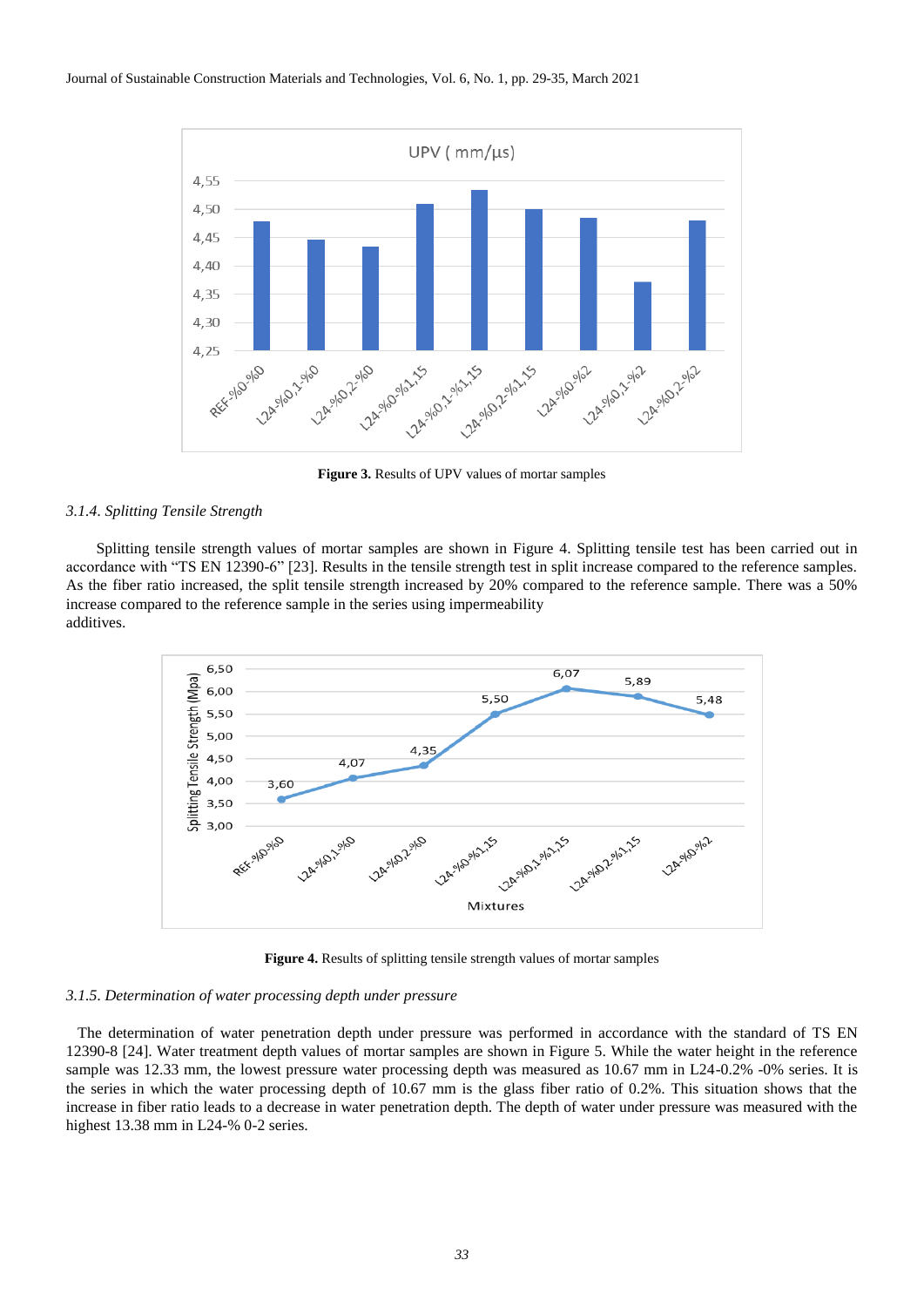**Figure 3.** Results of UPV values of mortar samples

### 3.1.4. Splitting Tensile Strength

Splitting tensile strength values of mortar samples are shown in Figure 4. Splitting tensile test has been carried out in accordance with "TS EN 12390-6" [23]. Results in the tensile strength test in split increase compared to the reference samples. As the fiber ratio increased, the split tensile strength increased by 20% compared to the reference sample. There was a 50% increase compared to the reference sample in the series using impermeability additives.

**Figure 4.** Results of splitting tensile strength values of mortar samples

### 3.1.5. Determination of water processing depth under pressure

The determination of water penetration depth under pressure was performed in accordance with the standard of TS EN 12390-8 [24]. Water treatment depth values of mortar samples are shown in Figure 5. While the water height in the reference sample was 12.33 mm, the lowest pressure water processing depth was measured as 10.67 mm in L24-0.2% -0% series. It is the series in which the water processing depth of 10.67 mm is the glass fiber ratio of 0.2%. This situation shows that the increase in fiber ratio leads to a decrease in water penetration depth. The depth of water under pressure was measured with the highest 13.38 mm in L24-% 0-2 series.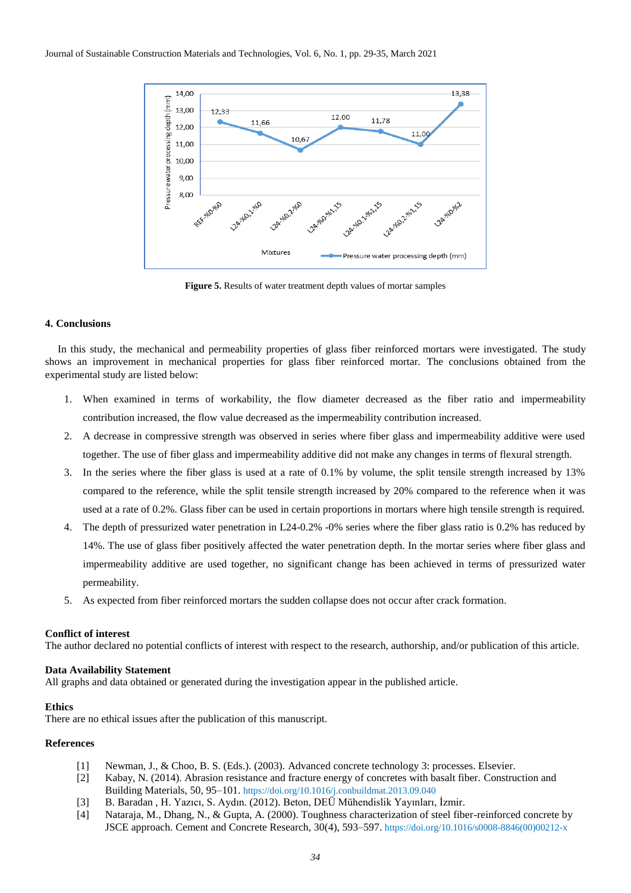Figure 5. Results of water treatment depth values of mortar samples

## 4. Conclusions

In this study, the mechanical and permeability properties of glass fiber reinforced mortars were investigated. The study shows an improvement in mechanical properties for glass fiber reinforced mortar. The conclusions obtained from the experimental study are listed below:

1. When examined in terms of workability, the flow diameter decreased as the fiber ratio and impermeability contribution increased, the flow value decreased as the impermeability contribution increased.
2. A decrease in compressive strength was observed in series where fiber glass and impermeability additive were used together. The use of fiber glass and impermeability additive did not make any changes in terms of flexural strength.
3. In the series where the fiber glass is used at a rate of 0.1% by volume, the split tensile strength increased by 13% compared to the reference, while the split tensile strength increased by 20% compared to the reference when it was used at a rate of 0.2%. Glass fiber can be used in certain proportions in mortars where high tensile strength is required.
4. The depth of pressurized water penetration in L24-0.2% -0% series where the fiber glass ratio is 0.2% has reduced by 14%. The use of glass fiber positively affected the water penetration depth. In the mortar series where fiber glass and impermeability additive are used together, no significant change has been achieved in terms of pressurized water permeability.
5. As expected from fiber reinforced mortars the sudden collapse does not occur after crack formation.

**Conflict of interest**
The author declared no potential conflicts of interest with respect to the research, authorship, and/or publication of this article.

**Data Availability Statement**
All graphs and data obtained or generated during the investigation appear in the published article.

**Ethics**
There are no ethical issues after the publication of this manuscript.

**References**

[1] Newman, J., & Choo, B. S. (Eds.). (2003). Advanced concrete technology 3: processes. Elsevier.

[2] Kabay, N. (2014). Abrasion resistance and fracture energy of concretes with basalt fiber. Construction and Building Materials, 50, 95–101. https://doi.org/10.1016/j.conbuildmat.2013.09.040

[3] B. Baradan , H. Yazıcı, S. Aydın. (2012). Beton, DEÜ Mühendislik Yayınları, İzmir.

[4] Nataraja, M., Dhang, N., & Gupta, A. (2000). Toughness characterization of steel fiber-reinforced concrete by JSCE approach. Cement and Concrete Research, 30(4), 593–597. https://doi.org/10.1016/s0008-8846(00)00212-x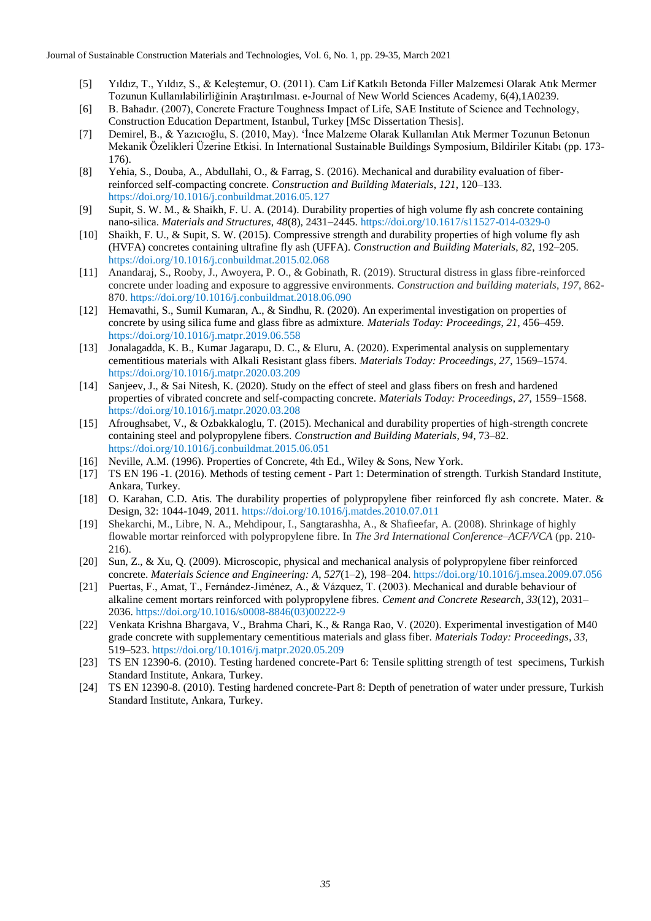[5] Yıldız, T., Yıldız, S., & Keleştemur, O. (2011). Cam Lif Katkılı Betonda Filler Malzemesi Olarak Atık Mermer Tozunun Kullanılabilirliğinin Araştırılması. e-Journal of New World Sciences Academy, 6(4),1A0239.

[6] B. Bahadır. (2007), Concrete Fracture Toughness Impact of Life, SAE Institute of Science and Technology, Construction Education Department, Istanbul, Turkey [MSc Dissertation Thesis].

[7] Demirel, B., & Yazıcıoğlu, S. (2010, May). 'İnce Malzeme Olarak Kullanılan Atık Mermer Tozunun Betonun Mekanik Özelikleri Üzerine Etkisi. In International Sustainable Buildings Symposium, Bildiriler Kitabı (pp. 173-176).

[8] Yehia, S., Douba, A., Abdullahi, O., & Farrag, S. (2016). Mechanical and durability evaluation of fiber-reinforced self-compacting concrete. *Construction and Building Materials*, *121*, 120–133. https://doi.org/10.1016/j.conbuildmat.2016.05.127

[9] Supit, S. W. M., & Shaikh, F. U. A. (2014). Durability properties of high volume fly ash concrete containing nano-silica. *Materials and Structures*, *48*(8), 2431–2445. https://doi.org/10.1617/s11527-014-0329-0

[10] Shaikh, F. U., & Supit, S. W. (2015). Compressive strength and durability properties of high volume fly ash (HVFA) concretes containing ultrafine fly ash (UFFA). *Construction and Building Materials*, *82*, 192–205. https://doi.org/10.1016/j.conbuildmat.2015.02.068

[11] Anandaraj, S., Rooby, J., Awoyera, P. O., & Gobinath, R. (2019). Structural distress in glass fibre-reinforced concrete under loading and exposure to aggressive environments. *Construction and building materials*, *197*, 862-870. https://doi.org/10.1016/j.conbuildmat.2018.06.090

[12] Hemavathi, S., Sumil Kumaran, A., & Sindhu, R. (2020). An experimental investigation on properties of concrete by using silica fume and glass fibre as admixture. *Materials Today: Proceedings*, *21*, 456–459. https://doi.org/10.1016/j.matpr.2019.06.558

[13] Jonalagadda, K. B., Kumar Jagarapu, D. C., & Eluru, A. (2020). Experimental analysis on supplementary cementitious materials with Alkali Resistant glass fibers. *Materials Today: Proceedings*, *27*, 1569–1574. https://doi.org/10.1016/j.matpr.2020.03.209

[14] Sanjeev, J., & Sai Nitesh, K. (2020). Study on the effect of steel and glass fibers on fresh and hardened properties of vibrated concrete and self-compacting concrete. *Materials Today: Proceedings*, *27*, 1559–1568. https://doi.org/10.1016/j.matpr.2020.03.208

[15] Afroughsabet, V., & Ozbakkaloglu, T. (2015). Mechanical and durability properties of high-strength concrete containing steel and polypropylene fibers. *Construction and Building Materials*, *94*, 73–82. https://doi.org/10.1016/j.conbuildmat.2015.06.051

[16] Neville, A.M. (1996). Properties of Concrete, 4th Ed., Wiley & Sons, New York.

[17] TS EN 196 -1. (2016). Methods of testing cement - Part 1: Determination of strength. Turkish Standard Institute, Ankara, Turkey.

[18] O. Karahan, C.D. Atis. The durability properties of polypropylene fiber reinforced fly ash concrete. Mater. & Design, 32: 1044-1049, 2011. https://doi.org/10.1016/j.matdes.2010.07.011

[19] Shekarchi, M., Libre, N. A., Mehdipour, I., Sangtarashha, A., & Shafieefar, A. (2008). Shrinkage of highly flowable mortar reinforced with polypropylene fibre. In *The 3rd International Conference–ACF/VCA* (pp. 210-216).

[20] Sun, Z., & Xu, Q. (2009). Microscopic, physical and mechanical analysis of polypropylene fiber reinforced concrete. *Materials Science and Engineering: A*, *527*(1–2), 198–204. https://doi.org/10.1016/j.msea.2009.07.056

[21] Puertas, F., Amat, T., Fernández-Jiménez, A., & Vázquez, T. (2003). Mechanical and durable behaviour of alkaline cement mortars reinforced with polypropylene fibres. *Cement and Concrete Research*, *33*(12), 2031–2036. https://doi.org/10.1016/s0008-8846(03)00222-9

[22] Venkata Krishna Bhargava, V., Brahma Chari, K., & Ranga Rao, V. (2020). Experimental investigation of M40 grade concrete with supplementary cementitious materials and glass fiber. *Materials Today: Proceedings*, *33*, 519–523. https://doi.org/10.1016/j.matpr.2020.05.209

[23] TS EN 12390-6. (2010). Testing hardened concrete-Part 6: Tensile splitting strength of test specimens, Turkish Standard Institute, Ankara, Turkey.

[24] TS EN 12390-8. (2010). Testing hardened concrete-Part 8: Depth of penetration of water under pressure, Turkish Standard Institute, Ankara, Turkey.